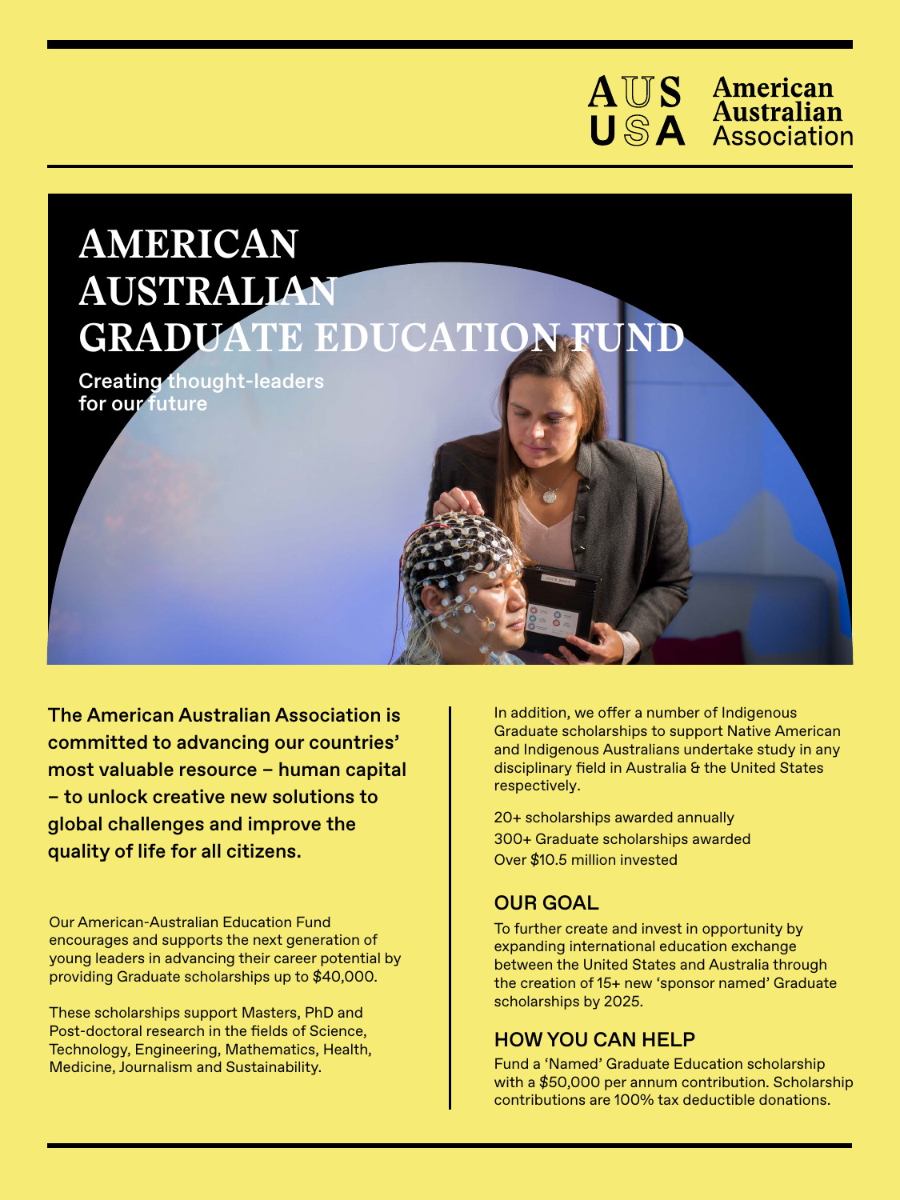AUS USA American Australian Association

# AMERICAN AUSTRALIAN GRADUATE EDUCATION FUND

**Creating thought-leaders for our future**

**The American Australian Association is committed to advancing our countries' most valuable resource – human capital – to unlock creative new solutions to global challenges and improve the quality of life for all citizens.**

Our American-Australian Education Fund encourages and supports the next generation of young leaders in advancing their career potential by providing Graduate scholarships up to $40,000.

These scholarships support Masters, PhD and Post-doctoral research in the fields of Science, Technology, Engineering, Mathematics, Health, Medicine, Journalism and Sustainability.

In addition, we offer a number of Indigenous Graduate scholarships to support Native American and Indigenous Australians undertake study in any disciplinary field in Australia & the United States respectively.

20+ scholarships awarded annually
300+ Graduate scholarships awarded
Over $10.5 million invested

## OUR GOAL

To further create and invest in opportunity by expanding international education exchange between the United States and Australia through the creation of 15+ new 'sponsor named' Graduate scholarships by 2025.

## HOW YOU CAN HELP

Fund a 'Named' Graduate Education scholarship with a $50,000 per annum contribution. Scholarship contributions are 100% tax deductible donations.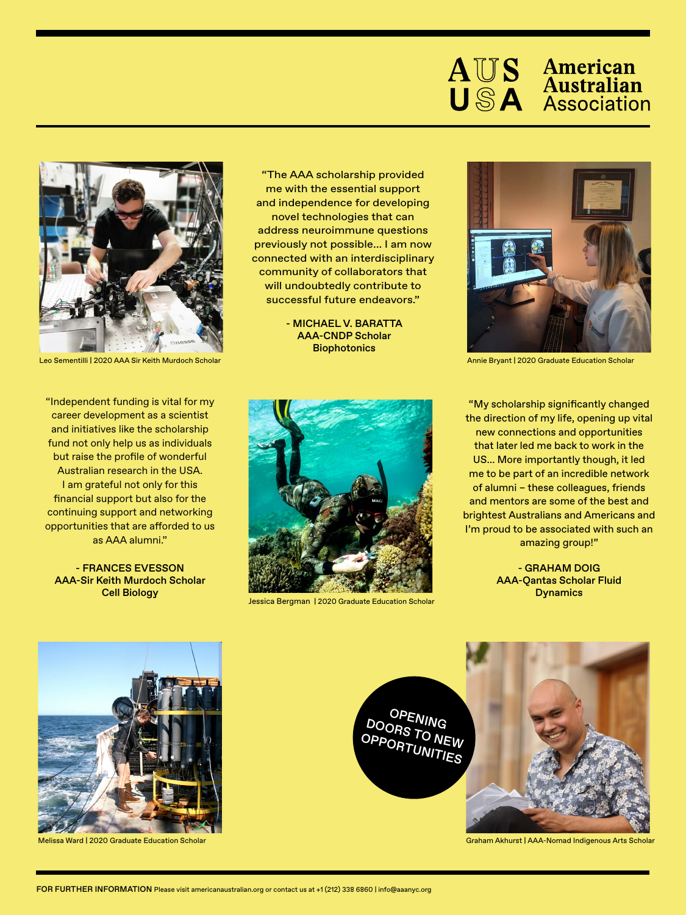# AUS USA American Australian Association

Leo Sementilli | 2020 AAA Sir Keith Murdoch Scholar

"The AAA scholarship provided me with the essential support and independence for developing novel technologies that can address neuroimmune questions previously not possible... I am now connected with an interdisciplinary community of collaborators that will undoubtedly contribute to successful future endeavors."

**- MICHAEL V. BARATTA**
**AAA-CNDP Scholar**
**Biophotonics**

Annie Bryant | 2020 Graduate Education Scholar

"Independent funding is vital for my career development as a scientist and initiatives like the scholarship fund not only help us as individuals but raise the profile of wonderful Australian research in the USA. I am grateful not only for this financial support but also for the continuing support and networking opportunities that are afforded to us as AAA alumni."

**- FRANCES EVESSON**
**AAA-Sir Keith Murdoch Scholar**
**Cell Biology**

Jessica Bergman | 2020 Graduate Education Scholar

"My scholarship significantly changed the direction of my life, opening up vital new connections and opportunities that later led me back to work in the US... More importantly though, it led me to be part of an incredible network of alumni – these colleagues, friends and mentors are some of the best and brightest Australians and Americans and I'm proud to be associated with such an amazing group!"

**- GRAHAM DOIG**
**AAA-Qantas Scholar Fluid Dynamics**

Melissa Ward | 2020 Graduate Education Scholar

OPENING DOORS TO NEW OPPORTUNITIES

Graham Akhurst | AAA-Nomad Indigenous Arts Scholar

**FOR FURTHER INFORMATION** Please visit americanaustralian.org or contact us at +1 (212) 338 6860 | info@aaanyc.org